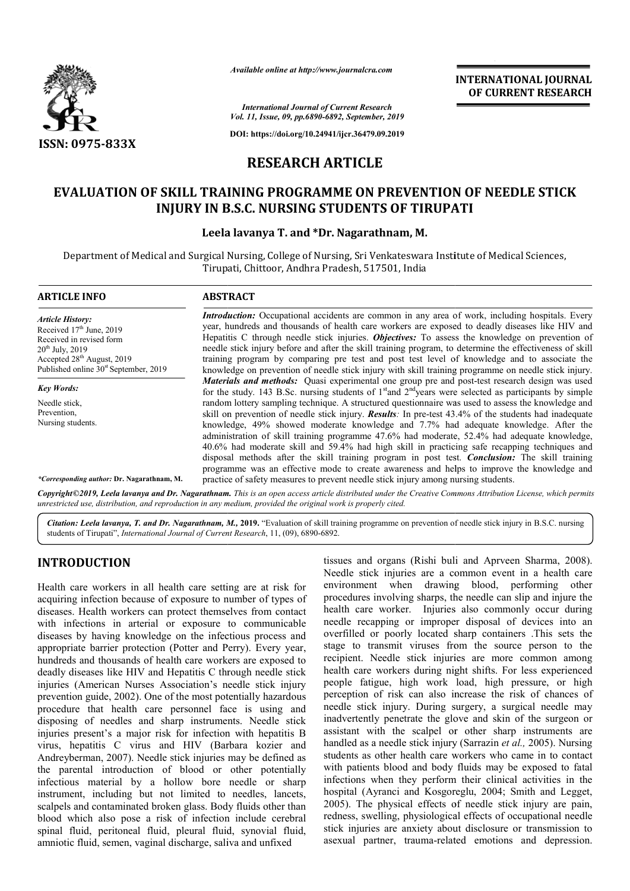*Available online at http://www.journalcra.com*

*International Journal of Current Research*
*Vol. 11, Issue, 09, pp.6890-6892, September, 2019*

**DOI: https://doi.org/10.24941/ijcr.36479.09.2019**

**INTERNATIONAL JOURNAL OF CURRENT RESEARCH**

ISSN: 0975-833X

# RESEARCH ARTICLE

# EVALUATION OF SKILL TRAINING PROGRAMME ON PREVENTION OF NEEDLE STICK INJURY IN B.S.C. NURSING STUDENTS OF TIRUPATI

**Leela lavanya T. and \*Dr. Nagarathnam, M.**

Department of Medical and Surgical Nursing, College of Nursing, Sri Venkateswara Institute of Medical Sciences, Tirupati, Chittoor, Andhra Pradesh, 517501, India

## ARTICLE INFO

*Article History:*
Received 17th June, 2019
Received in revised form 20th July, 2019
Accepted 28th August, 2019
Published online 30st September, 2019

*Key Words:*
Needle stick,
Prevention,
Nursing students.

*\*Corresponding author:* **Dr. Nagarathnam, M.**

## ABSTRACT

***Introduction:*** Occupational accidents are common in any area of work, including hospitals. Every year, hundreds and thousands of health care workers are exposed to deadly diseases like HIV and Hepatitis C through needle stick injuries. ***Objectives:*** To assess the knowledge on prevention of needle stick injury before and after the skill training program, to determine the effectiveness of skill training program by comparing pre test and post test level of knowledge and to associate the knowledge on prevention of needle stick injury with skill training programme on needle stick injury. ***Materials and methods:*** Quasi experimental one group pre and post-test research design was used for the study. 143 B.Sc. nursing students of 1st and 2nd years were selected as participants by simple random lottery sampling technique. A structured questionnaire was used to assess the knowledge and skill on prevention of needle stick injury. ***Results:*** In pre-test 43.4% of the students had inadequate knowledge, 49% showed moderate knowledge and 7.7% had adequate knowledge. After the administration of skill training programme 47.6% had moderate, 52.4% had adequate knowledge, 40.6% had moderate skill and 59.4% had high skill in practicing safe recapping techniques and disposal methods after the skill training program in post test. ***Conclusion:*** The skill training programme was an effective mode to create awareness and helps to improve the knowledge and practice of safety measures to prevent needle stick injury among nursing students.

***Copyright©2019, Leela lavanya and Dr. Nagarathnam.*** *This is an open access article distributed under the Creative Commons Attribution License, which permits unrestricted use, distribution, and reproduction in any medium, provided the original work is properly cited.*

***Citation: Leela lavanya, T. and Dr. Nagarathnam, M., 2019.*** "Evaluation of skill training programme on prevention of needle stick injury in B.S.C. nursing students of Tirupati", *International Journal of Current Research*, 11, (09), 6890-6892.

## INTRODUCTION

Health care workers in all health care setting are at risk for acquiring infection because of exposure to number of types of diseases. Health workers can protect themselves from contact with infections in arterial or exposure to communicable diseases by having knowledge on the infectious process and appropriate barrier protection (Potter and Perry). Every year, hundreds and thousands of health care workers are exposed to deadly diseases like HIV and Hepatitis C through needle stick injuries (American Nurses Association's needle stick injury prevention guide, 2002). One of the most potentially hazardous procedure that health care personnel face is using and disposing of needles and sharp instruments. Needle stick injuries present's a major risk for infection with hepatitis B virus, hepatitis C virus and HIV (Barbara kozier and Andreyberman, 2007). Needle stick injuries may be defined as the parental introduction of blood or other potentially infectious material by a hollow bore needle or sharp instrument, including but not limited to needles, lancets, scalpels and contaminated broken glass. Body fluids other than blood which also pose a risk of infection include cerebral spinal fluid, peritoneal fluid, pleural fluid, synovial fluid, amniotic fluid, semen, vaginal discharge, saliva and unfixed tissues and organs (Rishi buli and Aprveen Sharma, 2008). Needle stick injuries are a common event in a health care environment when drawing blood, performing other procedures involving sharps, the needle can slip and injure the health care worker. Injuries also commonly occur during needle recapping or improper disposal of devices into an overfilled or poorly located sharp containers .This sets the stage to transmit viruses from the source person to the recipient. Needle stick injuries are more common among health care workers during night shifts. For less experienced people fatigue, high work load, high pressure, or high perception of risk can also increase the risk of chances of needle stick injury. During surgery, a surgical needle may inadvertently penetrate the glove and skin of the surgeon or assistant with the scalpel or other sharp instruments are handled as a needle stick injury (Sarrazin *et al.,* 2005). Nursing students as other health care workers who came in to contact with patients blood and body fluids may be exposed to fatal infections when they perform their clinical activities in the hospital (Ayranci and Kosgoreglu, 2004; Smith and Legget, 2005). The physical effects of needle stick injury are pain, redness, swelling, physiological effects of occupational needle stick injuries are anxiety about disclosure or transmission to asexual partner, trauma-related emotions and depression.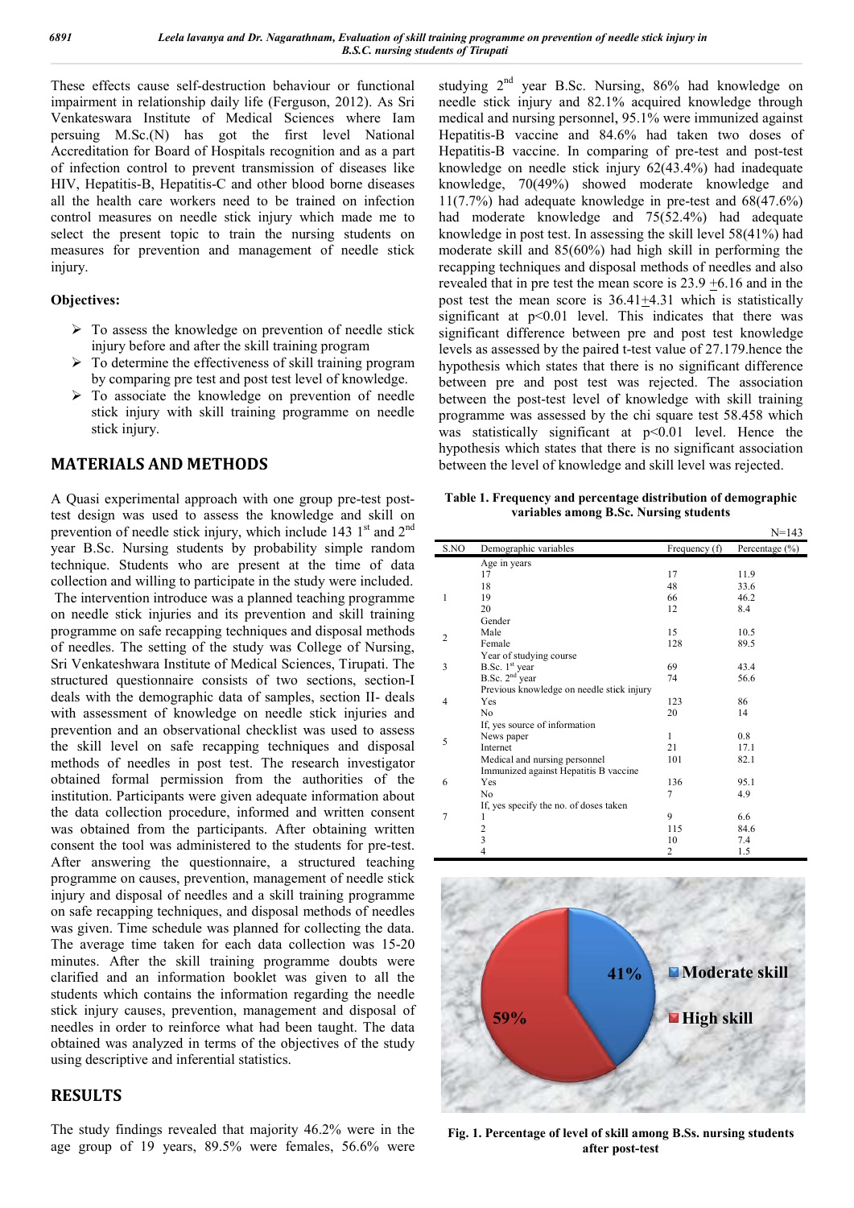These effects cause self-destruction behaviour or functional impairment in relationship daily life (Ferguson, 2012). As Sri Venkateswara Institute of Medical Sciences where Iam persuing M.Sc.(N) has got the first level National Accreditation for Board of Hospitals recognition and as a part of infection control to prevent transmission of diseases like HIV, Hepatitis-B, Hepatitis-C and other blood borne diseases all the health care workers need to be trained on infection control measures on needle stick injury which made me to select the present topic to train the nursing students on measures for prevention and management of needle stick injury.

**Objectives:**

- To assess the knowledge on prevention of needle stick injury before and after the skill training program
- To determine the effectiveness of skill training program by comparing pre test and post test level of knowledge.
- To associate the knowledge on prevention of needle stick injury with skill training programme on needle stick injury.

## MATERIALS AND METHODS

A Quasi experimental approach with one group pre-test post-test design was used to assess the knowledge and skill on prevention of needle stick injury, which include 143 1st and 2nd year B.Sc. Nursing students by probability simple random technique. Students who are present at the time of data collection and willing to participate in the study were included. The intervention introduce was a planned teaching programme on needle stick injuries and its prevention and skill training programme on safe recapping techniques and disposal methods of needles. The setting of the study was College of Nursing, Sri Venkateshwara Institute of Medical Sciences, Tirupati. The structured questionnaire consists of two sections, section-I deals with the demographic data of samples, section II- deals with assessment of knowledge on needle stick injuries and prevention and an observational checklist was used to assess the skill level on safe recapping techniques and disposal methods of needles in post test. The research investigator obtained formal permission from the authorities of the institution. Participants were given adequate information about the data collection procedure, informed and written consent was obtained from the participants. After obtaining written consent the tool was administered to the students for pre-test. After answering the questionnaire, a structured teaching programme on causes, prevention, management of needle stick injury and disposal of needles and a skill training programme on safe recapping techniques, and disposal methods of needles was given. Time schedule was planned for collecting the data. The average time taken for each data collection was 15-20 minutes. After the skill training programme doubts were clarified and an information booklet was given to all the students which contains the information regarding the needle stick injury causes, prevention, management and disposal of needles in order to reinforce what had been taught. The data obtained was analyzed in terms of the objectives of the study using descriptive and inferential statistics.

## RESULTS

The study findings revealed that majority 46.2% were in the age group of 19 years, 89.5% were females, 56.6% were studying 2nd year B.Sc. Nursing, 86% had knowledge on needle stick injury and 82.1% acquired knowledge through medical and nursing personnel, 95.1% were immunized against Hepatitis-B vaccine and 84.6% had taken two doses of Hepatitis-B vaccine. In comparing of pre-test and post-test knowledge on needle stick injury 62(43.4%) had inadequate knowledge, 70(49%) showed moderate knowledge and 11(7.7%) had adequate knowledge in pre-test and 68(47.6%) had moderate knowledge and 75(52.4%) had adequate knowledge in post test. In assessing the skill level 58(41%) had moderate skill and 85(60%) had high skill in performing the recapping techniques and disposal methods of needles and also revealed that in pre test the mean score is 23.9 ±6.16 and in the post test the mean score is 36.41±4.31 which is statistically significant at $p<0.01$ level. This indicates that there was significant difference between pre and post test knowledge levels as assessed by the paired t-test value of 27.179.hence the hypothesis which states that there is no significant difference between pre and post test was rejected. The association between the post-test level of knowledge with skill training programme was assessed by the chi square test 58.458 which was statistically significant at $p<0.01$ level. Hence the hypothesis which states that there is no significant association between the level of knowledge and skill level was rejected.

**Table 1. Frequency and percentage distribution of demographic variables among B.Sc. Nursing students**

N=143

| S.NO | Demographic variables | Frequency (f) | Percentage (%) |
|---|---|---|---|
| 1 | Age in years | | |
| | 17 | 17 | 11.9 |
| | 18 | 48 | 33.6 |
| | 19 | 66 | 46.2 |
| | 20 | 12 | 8.4 |
| 2 | Gender | | |
| | Male | 15 | 10.5 |
| | Female | 128 | 89.5 |
| 3 | Year of studying course | | |
| | B.Sc. 1st year | 69 | 43.4 |
| | B.Sc. 2nd year | 74 | 56.6 |
| 4 | Previous knowledge on needle stick injury | | |
| | Yes | 123 | 86 |
| | No | 20 | 14 |
| 5 | If, yes source of information | | |
| | News paper | 1 | 0.8 |
| | Internet | 21 | 17.1 |
| | Medical and nursing personnel | 101 | 82.1 |
| 6 | Immunized against Hepatitis B vaccine | | |
| | Yes | 136 | 95.1 |
| | No | 7 | 4.9 |
| 7 | If, yes specify the no. of doses taken | | |
| | 1 | 9 | 6.6 |
| | 2 | 115 | 84.6 |
| | 3 | 10 | 7.4 |
| | 4 | 2 | 1.5 |

41% Moderate skill; 59% High skill

**Fig. 1. Percentage of level of skill among B.Ss. nursing students after post-test**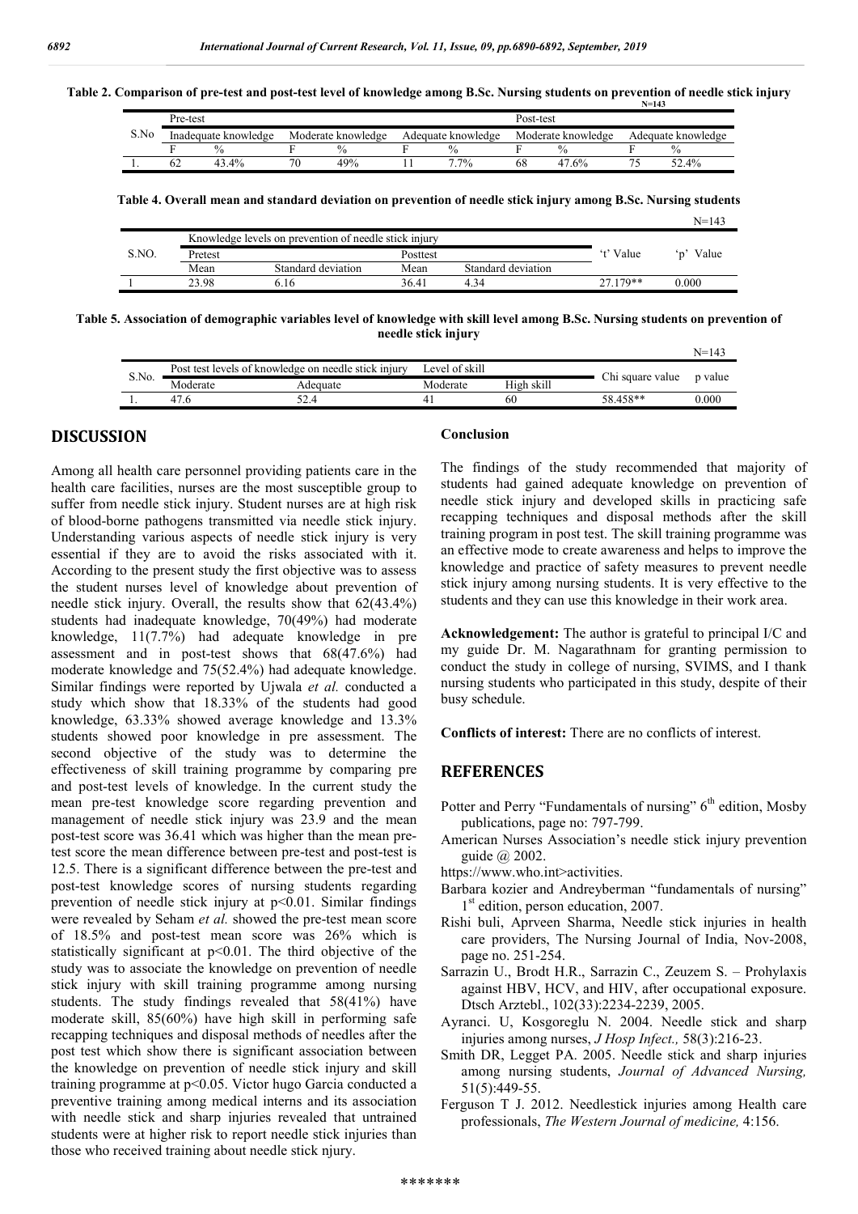**Table 2. Comparison of pre-test and post-test level of knowledge among B.Sc. Nursing students on prevention of needle stick injury**

N=143

| S.No | Pre-test | | | | | | Post-test | | | |
|---|---|---|---|---|---|---|---|---|---|---|
| | Inadequate knowledge | | Moderate knowledge | | Adequate knowledge | | Moderate knowledge | | Adequate knowledge | |
| | F | % | F | % | F | % | F | % | F | % |
| 1. | 62 | 43.4% | 70 | 49% | 11 | 7.7% | 68 | 47.6% | 75 | 52.4% |

**Table 4. Overall mean and standard deviation on prevention of needle stick injury among B.Sc. Nursing students**

N=143

| S.NO. | Knowledge levels on prevention of needle stick injury | | | | 't' Value | 'p' Value |
|---|---|---|---|---|---|---|
| | Pretest | | Posttest | | | |
| | Mean | Standard deviation | Mean | Standard deviation | | |
| 1 | 23.98 | 6.16 | 36.41 | 4.34 | 27.179** | 0.000 |

**Table 5. Association of demographic variables level of knowledge with skill level among B.Sc. Nursing students on prevention of needle stick injury**

N=143

| S.No. | Post test levels of knowledge on needle stick injury | | Level of skill | | Chi square value | p value |
|---|---|---|---|---|---|---|
| | Moderate | Adequate | Moderate | High skill | | |
| 1. | 47.6 | 52.4 | 41 | 60 | 58.458** | 0.000 |

## DISCUSSION

Among all health care personnel providing patients care in the health care facilities, nurses are the most susceptible group to suffer from needle stick injury. Student nurses are at high risk of blood-borne pathogens transmitted via needle stick injury. Understanding various aspects of needle stick injury is very essential if they are to avoid the risks associated with it. According to the present study the first objective was to assess the student nurses level of knowledge about prevention of needle stick injury. Overall, the results show that 62(43.4%) students had inadequate knowledge, 70(49%) had moderate knowledge, 11(7.7%) had adequate knowledge in pre assessment and in post-test shows that 68(47.6%) had moderate knowledge and 75(52.4%) had adequate knowledge. Similar findings were reported by Ujwala *et al.* conducted a study which show that 18.33% of the students had good knowledge, 63.33% showed average knowledge and 13.3% students showed poor knowledge in pre assessment. The second objective of the study was to determine the effectiveness of skill training programme by comparing pre and post-test levels of knowledge. In the current study the mean pre-test knowledge score regarding prevention and management of needle stick injury was 23.9 and the mean post-test score was 36.41 which was higher than the mean pre-test score the mean difference between pre-test and post-test is 12.5. There is a significant difference between the pre-test and post-test knowledge scores of nursing students regarding prevention of needle stick injury at $p<0.01$. Similar findings were revealed by Seham *et al.* showed the pre-test mean score of 18.5% and post-test mean score was 26% which is statistically significant at $p<0.01$. The third objective of the study was to associate the knowledge on prevention of needle stick injury with skill training programme among nursing students. The study findings revealed that 58(41%) have moderate skill, 85(60%) have high skill in performing safe recapping techniques and disposal methods of needles after the post test which show there is significant association between the knowledge on prevention of needle stick injury and skill training programme at $p<0.05$. Victor hugo Garcia conducted a preventive training among medical interns and its association with needle stick and sharp injuries revealed that untrained students were at higher risk to report needle stick injuries than those who received training about needle stick njury.

### Conclusion

The findings of the study recommended that majority of students had gained adequate knowledge on prevention of needle stick injury and developed skills in practicing safe recapping techniques and disposal methods after the skill training program in post test. The skill training programme was an effective mode to create awareness and helps to improve the knowledge and practice of safety measures to prevent needle stick injury among nursing students. It is very effective to the students and they can use this knowledge in their work area.

**Acknowledgement:** The author is grateful to principal I/C and my guide Dr. M. Nagarathnam for granting permission to conduct the study in college of nursing, SVIMS, and I thank nursing students who participated in this study, despite of their busy schedule.

**Conflicts of interest:** There are no conflicts of interest.

## REFERENCES

Potter and Perry "Fundamentals of nursing" 6th edition, Mosby publications, page no: 797-799.

American Nurses Association's needle stick injury prevention guide @ 2002.

https://www.who.int>activities.

Barbara kozier and Andreyberman "fundamentals of nursing" 1st edition, person education, 2007.

Rishi buli, Aprveen Sharma, Needle stick injuries in health care providers, The Nursing Journal of India, Nov-2008, page no. 251-254.

Sarrazin U., Brodt H.R., Sarrazin C., Zeuzem S. – Prohylaxis against HBV, HCV, and HIV, after occupational exposure. Dtsch Arztebl., 102(33):2234-2239, 2005.

Ayranci. U, Kosgoreglu N. 2004. Needle stick and sharp injuries among nurses, *J Hosp Infect.,* 58(3):216-23.

Smith DR, Legget PA. 2005. Needle stick and sharp injuries among nursing students, *Journal of Advanced Nursing,* 51(5):449-55.

Ferguson T J. 2012. Needlestick injuries among Health care professionals, *The Western Journal of medicine,* 4:156.

\*\*\*\*\*\*\*